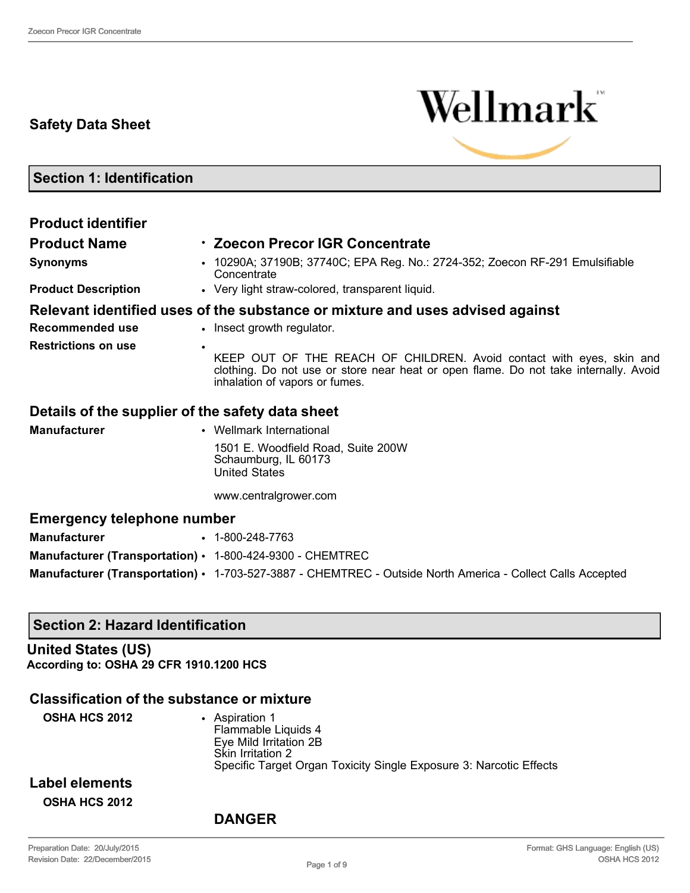# Safety Data Sheet

Wellmark

## Section 1: Identification

### Product identifier

| | |
|---|---|
| **Product Name** | **Zoecon Precor IGR Concentrate** |
| **Synonyms** | 10290A; 37190B; 37740C; EPA Reg. No.: 2724-352; Zoecon RF-291 Emulsifiable Concentrate |
| **Product Description** | Very light straw-colored, transparent liquid. |

### Relevant identified uses of the substance or mixture and uses advised against

| | |
|---|---|
| **Recommended use** | Insect growth regulator. |
| **Restrictions on use** | KEEP OUT OF THE REACH OF CHILDREN. Avoid contact with eyes, skin and clothing. Do not use or store near heat or open flame. Do not take internally. Avoid inhalation of vapors or fumes. |

### Details of the supplier of the safety data sheet

**Manufacturer**
- Wellmark International

  1501 E. Woodfield Road, Suite 200W
  Schaumburg, IL 60173
  United States

  www.centralgrower.com

### Emergency telephone number

| | |
|---|---|
| **Manufacturer** | 1-800-248-7763 |
| **Manufacturer (Transportation)** | 1-800-424-9300 - CHEMTREC |
| **Manufacturer (Transportation)** | 1-703-527-3887 - CHEMTREC - Outside North America - Collect Calls Accepted |

## Section 2: Hazard Identification

### United States (US)

**According to: OSHA 29 CFR 1910.1200 HCS**

### Classification of the substance or mixture

**OSHA HCS 2012**
- Aspiration 1
  Flammable Liquids 4
  Eye Mild Irritation 2B
  Skin Irritation 2
  Specific Target Organ Toxicity Single Exposure 3: Narcotic Effects

### Label elements

**OSHA HCS 2012**

**DANGER**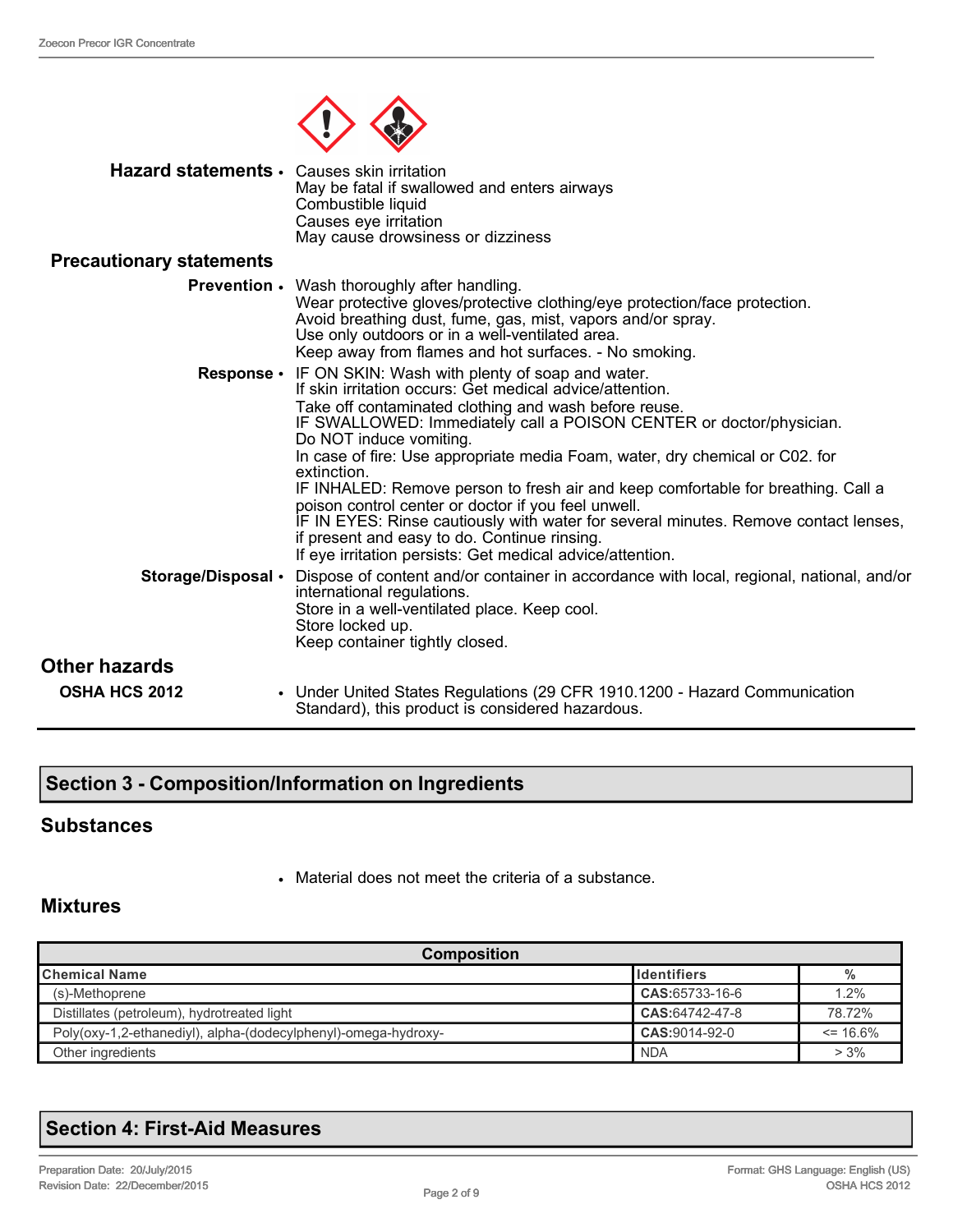**Hazard statements** • Causes skin irritation
May be fatal if swallowed and enters airways
Combustible liquid
Causes eye irritation
May cause drowsiness or dizziness

### Precautionary statements

**Prevention** • Wash thoroughly after handling.
Wear protective gloves/protective clothing/eye protection/face protection.
Avoid breathing dust, fume, gas, mist, vapors and/or spray.
Use only outdoors or in a well-ventilated area.
Keep away from flames and hot surfaces. - No smoking.

**Response** • IF ON SKIN: Wash with plenty of soap and water.
If skin irritation occurs: Get medical advice/attention.
Take off contaminated clothing and wash before reuse.
IF SWALLOWED: Immediately call a POISON CENTER or doctor/physician.
Do NOT induce vomiting.
In case of fire: Use appropriate media Foam, water, dry chemical or C02. for extinction.
IF INHALED: Remove person to fresh air and keep comfortable for breathing. Call a poison control center or doctor if you feel unwell.
IF IN EYES: Rinse cautiously with water for several minutes. Remove contact lenses, if present and easy to do. Continue rinsing.
If eye irritation persists: Get medical advice/attention.

**Storage/Disposal** • Dispose of content and/or container in accordance with local, regional, national, and/or international regulations.
Store in a well-ventilated place. Keep cool.
Store locked up.
Keep container tightly closed.

### Other hazards

**OSHA HCS 2012** • Under United States Regulations (29 CFR 1910.1200 - Hazard Communication Standard), this product is considered hazardous.

## Section 3 - Composition/Information on Ingredients

### Substances

- Material does not meet the criteria of a substance.

### Mixtures

| Composition | | |
|---|---|---|
| **Chemical Name** | **Identifiers** | **%** |
| (s)-Methoprene | **CAS**:65733-16-6 | 1.2% |
| Distillates (petroleum), hydrotreated light | **CAS**:64742-47-8 | 78.72% |
| Poly(oxy-1,2-ethanediyl), alpha-(dodecylphenyl)-omega-hydroxy- | **CAS**:9014-92-0 | <= 16.6% |
| Other ingredients | NDA | > 3% |

## Section 4: First-Aid Measures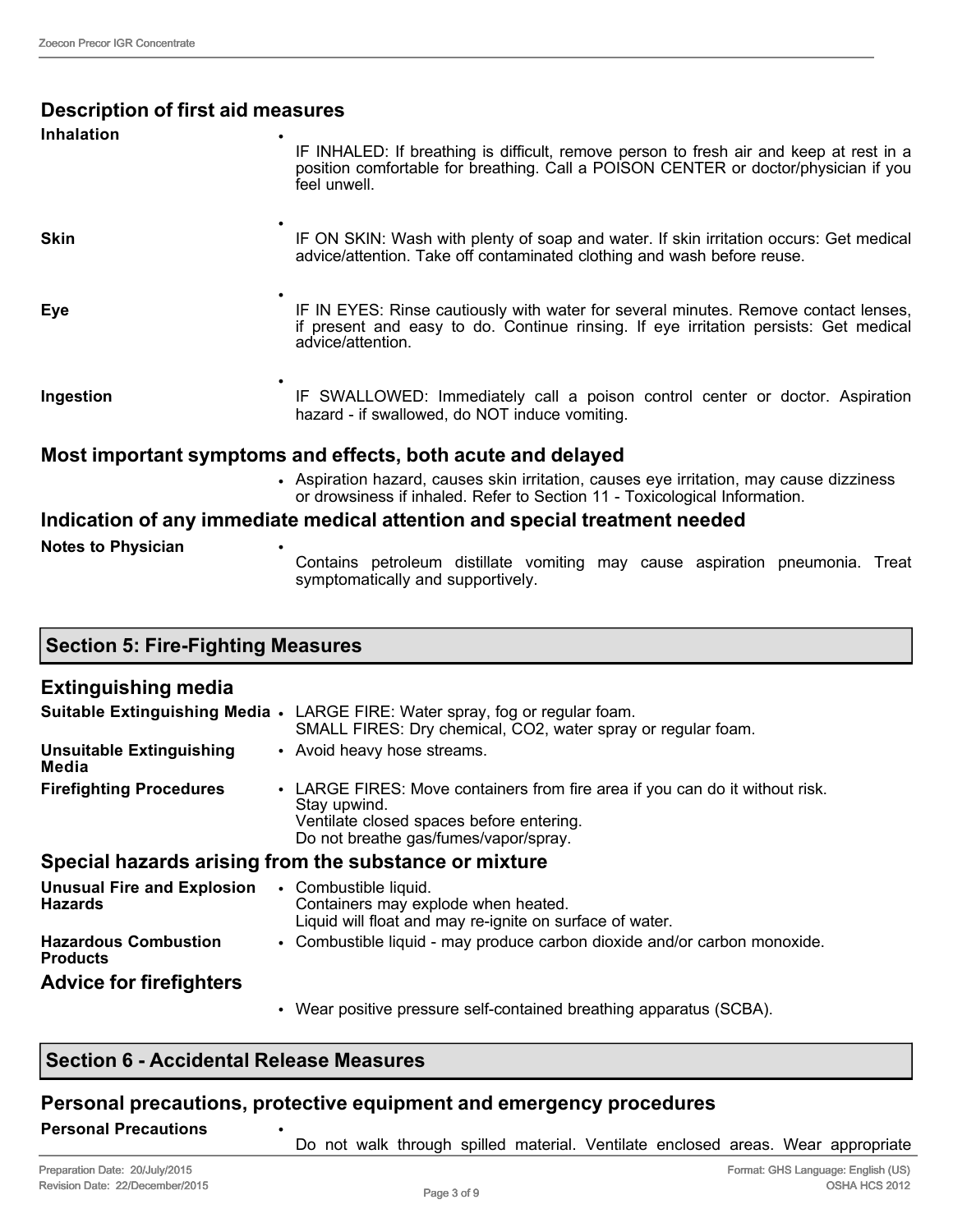## Description of first aid measures

**Inhalation**
- IF INHALED: If breathing is difficult, remove person to fresh air and keep at rest in a position comfortable for breathing. Call a POISON CENTER or doctor/physician if you feel unwell.

**Skin**
- IF ON SKIN: Wash with plenty of soap and water. If skin irritation occurs: Get medical advice/attention. Take off contaminated clothing and wash before reuse.

**Eye**
- IF IN EYES: Rinse cautiously with water for several minutes. Remove contact lenses, if present and easy to do. Continue rinsing. If eye irritation persists: Get medical advice/attention.

**Ingestion**
- IF SWALLOWED: Immediately call a poison control center or doctor. Aspiration hazard - if swallowed, do NOT induce vomiting.

## Most important symptoms and effects, both acute and delayed

- Aspiration hazard, causes skin irritation, causes eye irritation, may cause dizziness or drowsiness if inhaled. Refer to Section 11 - Toxicological Information.

## Indication of any immediate medical attention and special treatment needed

**Notes to Physician**
- Contains petroleum distillate vomiting may cause aspiration pneumonia. Treat symptomatically and supportively.

# Section 5: Fire-Fighting Measures

## Extinguishing media

**Suitable Extinguishing Media**
- LARGE FIRE: Water spray, fog or regular foam.
  SMALL FIRES: Dry chemical, $CO_2$, water spray or regular foam.

**Unsuitable Extinguishing Media**
- Avoid heavy hose streams.

**Firefighting Procedures**
- LARGE FIRES: Move containers from fire area if you can do it without risk.
  Stay upwind.
  Ventilate closed spaces before entering.
  Do not breathe gas/fumes/vapor/spray.

## Special hazards arising from the substance or mixture

**Unusual Fire and Explosion Hazards**
- Combustible liquid.
  Containers may explode when heated.
  Liquid will float and may re-ignite on surface of water.

**Hazardous Combustion Products**
- Combustible liquid - may produce carbon dioxide and/or carbon monoxide.

## Advice for firefighters

- Wear positive pressure self-contained breathing apparatus (SCBA).

# Section 6 - Accidental Release Measures

## Personal precautions, protective equipment and emergency procedures

**Personal Precautions**
- Do not walk through spilled material. Ventilate enclosed areas. Wear appropriate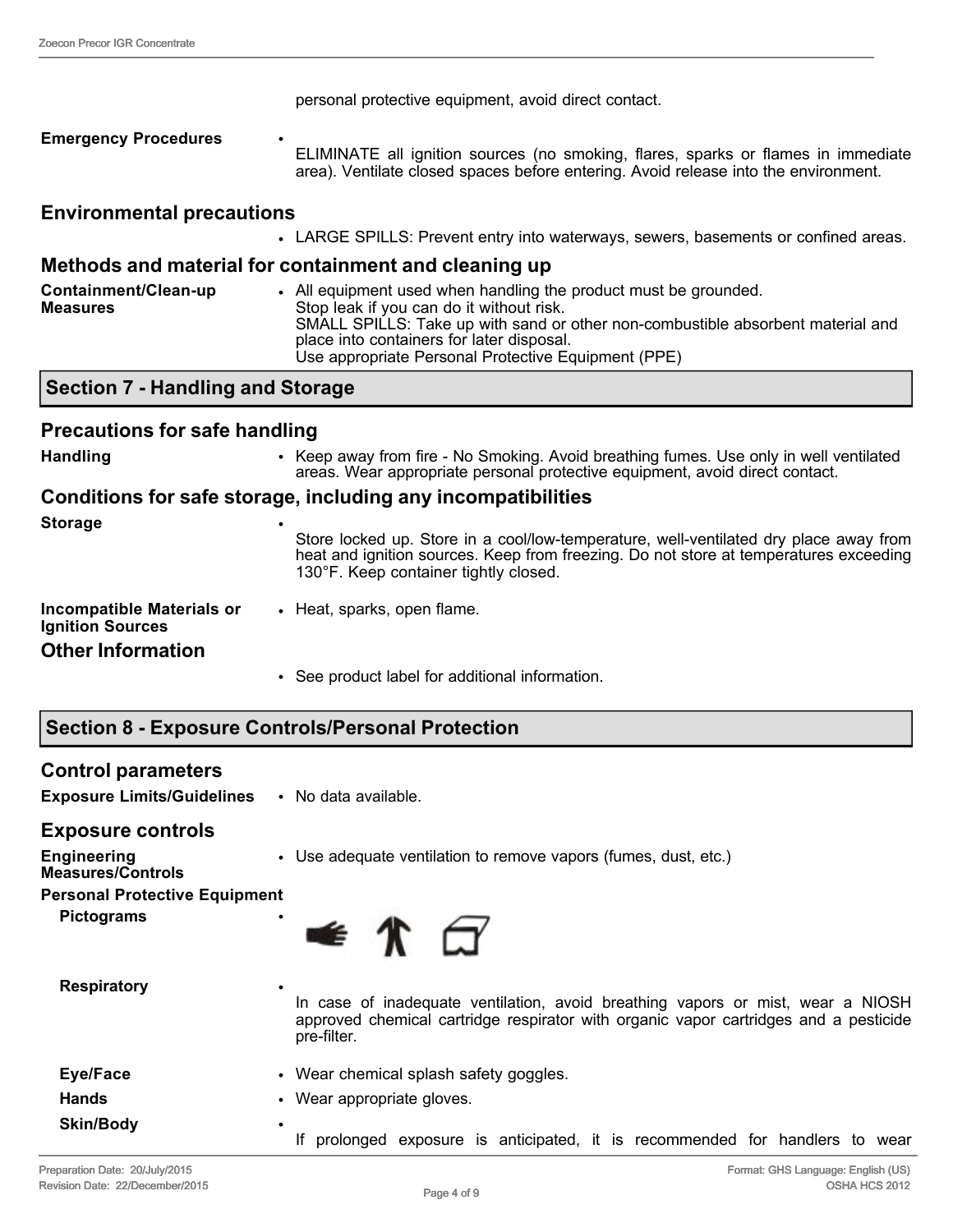personal protective equipment, avoid direct contact.

**Emergency Procedures**
- ELIMINATE all ignition sources (no smoking, flares, sparks or flames in immediate area). Ventilate closed spaces before entering. Avoid release into the environment.

### Environmental precautions

- LARGE SPILLS: Prevent entry into waterways, sewers, basements or confined areas.

### Methods and material for containment and cleaning up

**Containment/Clean-up Measures**
- All equipment used when handling the product must be grounded.
  Stop leak if you can do it without risk.
  SMALL SPILLS: Take up with sand or other non-combustible absorbent material and place into containers for later disposal.
  Use appropriate Personal Protective Equipment (PPE)

## Section 7 - Handling and Storage

### Precautions for safe handling

**Handling**
- Keep away from fire - No Smoking. Avoid breathing fumes. Use only in well ventilated areas. Wear appropriate personal protective equipment, avoid direct contact.

### Conditions for safe storage, including any incompatibilities

**Storage**
- Store locked up. Store in a cool/low-temperature, well-ventilated dry place away from heat and ignition sources. Keep from freezing. Do not store at temperatures exceeding 130°F. Keep container tightly closed.

**Incompatible Materials or Ignition Sources**
- Heat, sparks, open flame.

### Other Information

- See product label for additional information.

## Section 8 - Exposure Controls/Personal Protection

### Control parameters

**Exposure Limits/Guidelines**
- No data available.

### Exposure controls

**Engineering Measures/Controls**
- Use adequate ventilation to remove vapors (fumes, dust, etc.)

**Personal Protective Equipment**

**Pictograms**
- 

**Respiratory**
- In case of inadequate ventilation, avoid breathing vapors or mist, wear a NIOSH approved chemical cartridge respirator with organic vapor cartridges and a pesticide pre-filter.

**Eye/Face**
- Wear chemical splash safety goggles.

**Hands**
- Wear appropriate gloves.

**Skin/Body**
- If prolonged exposure is anticipated, it is recommended for handlers to wear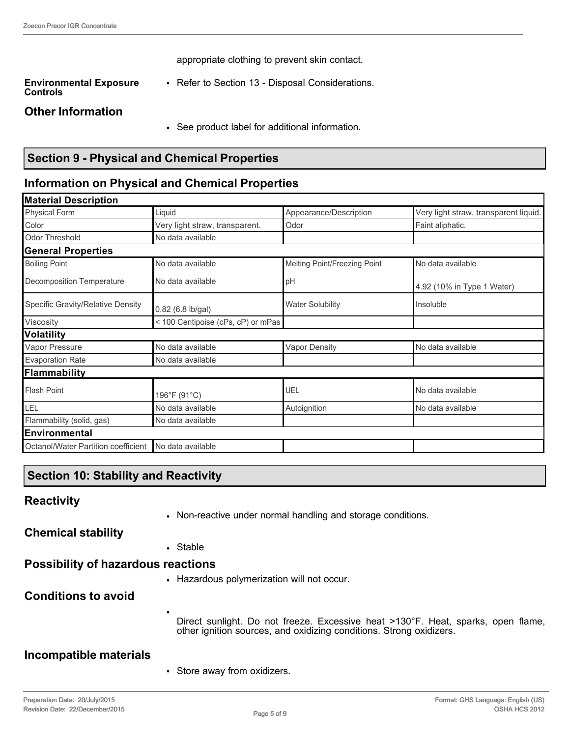appropriate clothing to prevent skin contact.

**Environmental Exposure Controls**

- Refer to Section 13 - Disposal Considerations.

### Other Information

- See product label for additional information.

## Section 9 - Physical and Chemical Properties

### Information on Physical and Chemical Properties

| **Material Description** | | | |
|---|---|---|---|
| Physical Form | Liquid | Appearance/Description | Very light straw, transparent liquid. |
| Color | Very light straw, transparent. | Odor | Faint aliphatic. |
| Odor Threshold | No data available | | |
| **General Properties** | | | |
| Boiling Point | No data available | Melting Point/Freezing Point | No data available |
| Decomposition Temperature | No data available | pH | 4.92 (10% in Type 1 Water) |
| Specific Gravity/Relative Density | 0.82 (6.8 lb/gal) | Water Solubility | Insoluble |
| Viscosity | < 100 Centipoise (cPs, cP) or mPas | | |
| **Volatility** | | | |
| Vapor Pressure | No data available | Vapor Density | No data available |
| Evaporation Rate | No data available | | |
| **Flammability** | | | |
| Flash Point | 196°F (91°C) | UEL | No data available |
| LEL | No data available | Autoignition | No data available |
| Flammability (solid, gas) | No data available | | |
| **Environmental** | | | |
| Octanol/Water Partition coefficient | No data available | | |

## Section 10: Stability and Reactivity

### Reactivity

- Non-reactive under normal handling and storage conditions.

### Chemical stability

- Stable

### Possibility of hazardous reactions

- Hazardous polymerization will not occur.

### Conditions to avoid

- Direct sunlight. Do not freeze. Excessive heat >130°F. Heat, sparks, open flame, other ignition sources, and oxidizing conditions. Strong oxidizers.

### Incompatible materials

- Store away from oxidizers.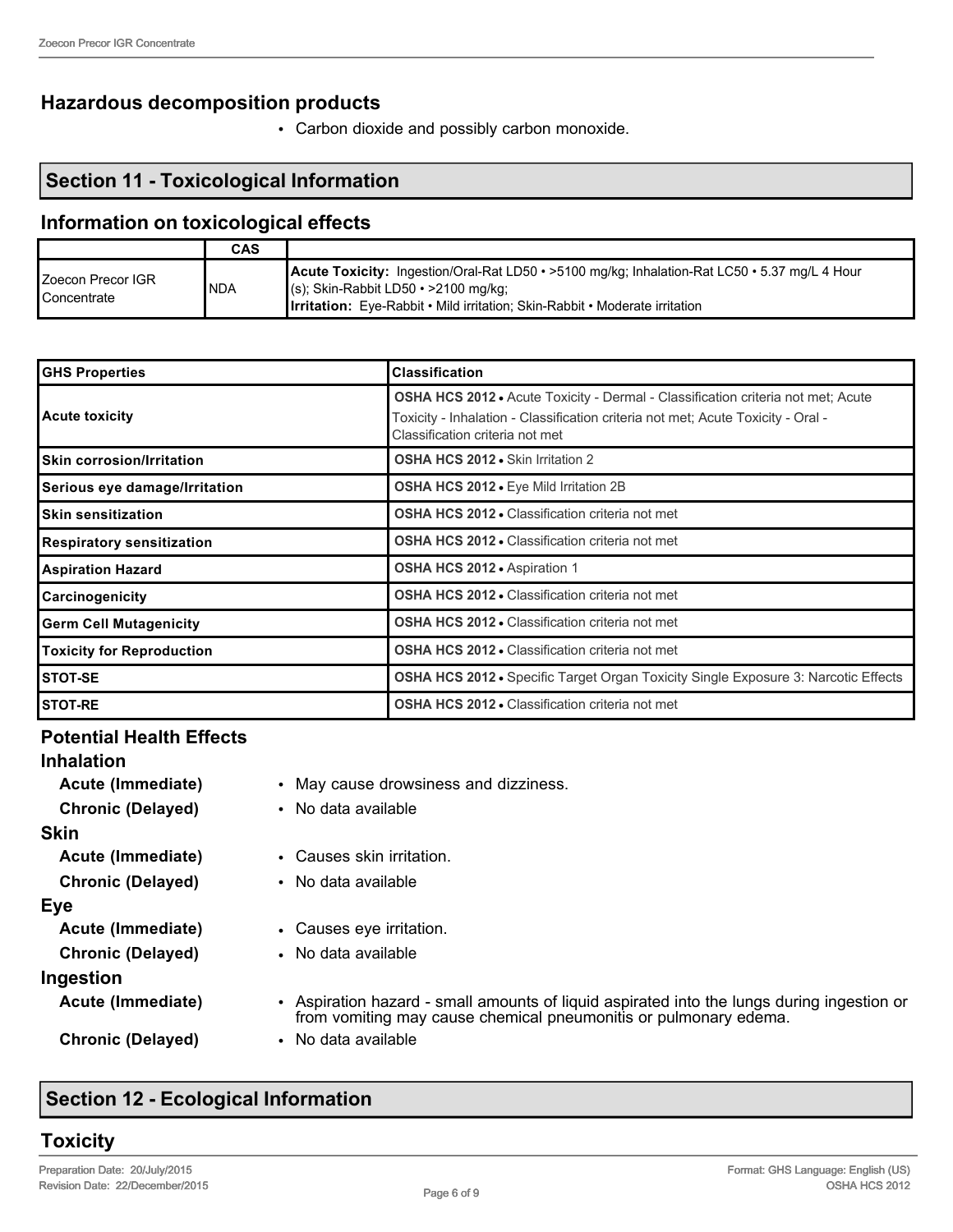## Hazardous decomposition products

- Carbon dioxide and possibly carbon monoxide.

## Section 11 - Toxicological Information

### Information on toxicological effects

| | CAS | |
|---|---|---|
| Zoecon Precor IGR Concentrate | NDA | **Acute Toxicity:** Ingestion/Oral-Rat LD50 • >5100 mg/kg; Inhalation-Rat LC50 • 5.37 mg/L 4 Hour (s); Skin-Rabbit LD50 • >2100 mg/kg; **Irritation:** Eye-Rabbit • Mild irritation; Skin-Rabbit • Moderate irritation |

| GHS Properties | Classification |
|---|---|
| Acute toxicity | **OSHA HCS 2012** • Acute Toxicity - Dermal - Classification criteria not met; Acute Toxicity - Inhalation - Classification criteria not met; Acute Toxicity - Oral - Classification criteria not met |
| Skin corrosion/Irritation | **OSHA HCS 2012** • Skin Irritation 2 |
| Serious eye damage/Irritation | **OSHA HCS 2012** • Eye Mild Irritation 2B |
| Skin sensitization | **OSHA HCS 2012** • Classification criteria not met |
| Respiratory sensitization | **OSHA HCS 2012** • Classification criteria not met |
| Aspiration Hazard | **OSHA HCS 2012** • Aspiration 1 |
| Carcinogenicity | **OSHA HCS 2012** • Classification criteria not met |
| Germ Cell Mutagenicity | **OSHA HCS 2012** • Classification criteria not met |
| Toxicity for Reproduction | **OSHA HCS 2012** • Classification criteria not met |
| STOT-SE | **OSHA HCS 2012** • Specific Target Organ Toxicity Single Exposure 3: Narcotic Effects |
| STOT-RE | **OSHA HCS 2012** • Classification criteria not met |

### Potential Health Effects

**Inhalation**

- **Acute (Immediate)**
  - May cause drowsiness and dizziness.
- **Chronic (Delayed)**
  - No data available

**Skin**

- **Acute (Immediate)**
  - Causes skin irritation.
- **Chronic (Delayed)**
  - No data available

**Eye**

- **Acute (Immediate)**
  - Causes eye irritation.
- **Chronic (Delayed)**
  - No data available

**Ingestion**

- **Acute (Immediate)**
  - Aspiration hazard - small amounts of liquid aspirated into the lungs during ingestion or from vomiting may cause chemical pneumonitis or pulmonary edema.
- **Chronic (Delayed)**
  - No data available

## Section 12 - Ecological Information

### Toxicity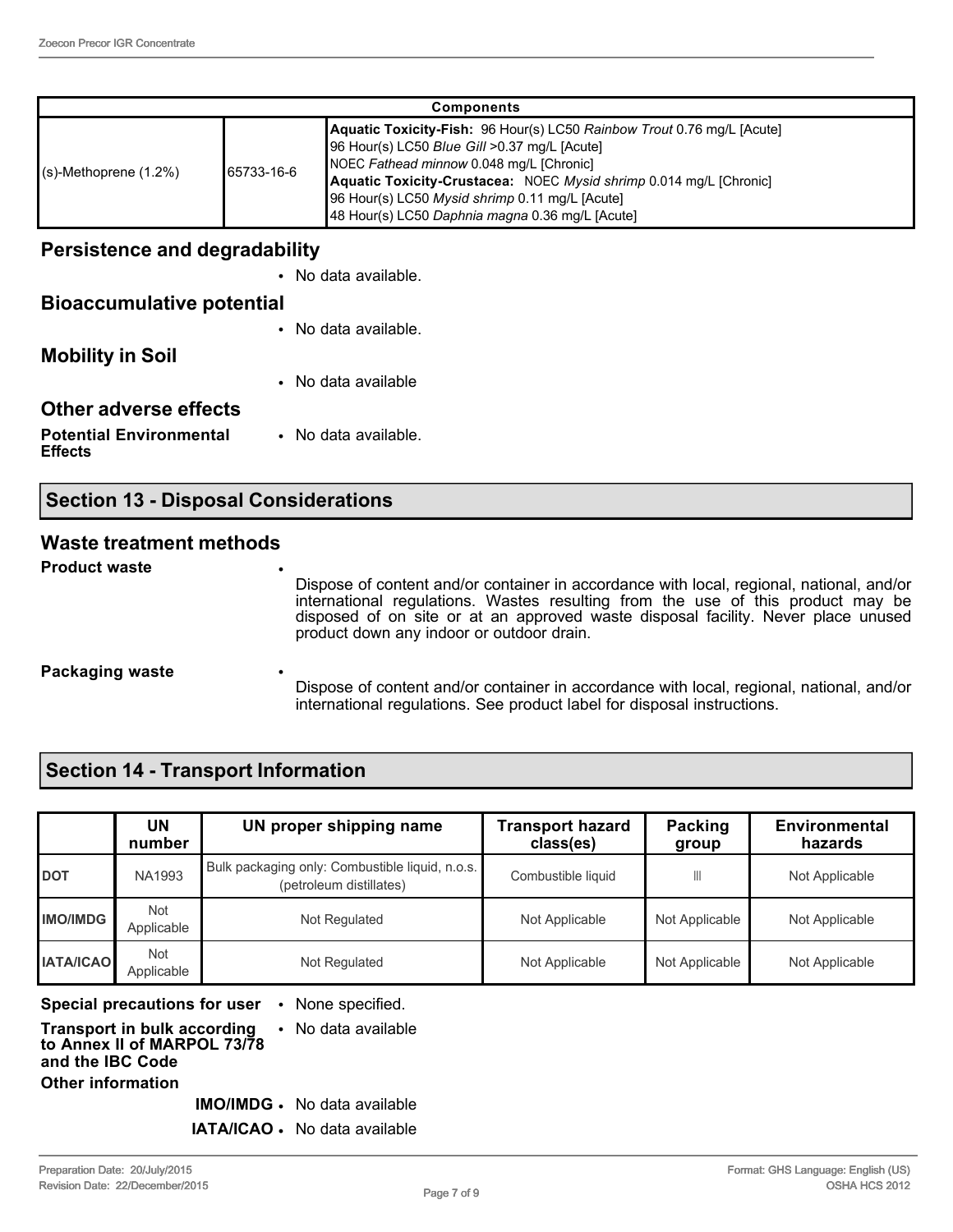| Components | | |
|---|---|---|
| (s)-Methoprene (1.2%) | 65733-16-6 | **Aquatic Toxicity-Fish:** 96 Hour(s) LC50 *Rainbow Trout* 0.76 mg/L [Acute]<br>96 Hour(s) LC50 *Blue Gill* >0.37 mg/L [Acute]<br>NOEC *Fathead minnow* 0.048 mg/L [Chronic]<br>**Aquatic Toxicity-Crustacea:** NOEC *Mysid shrimp* 0.014 mg/L [Chronic]<br>96 Hour(s) LC50 *Mysid shrimp* 0.11 mg/L [Acute]<br>48 Hour(s) LC50 *Daphnia magna* 0.36 mg/L [Acute] |

## Persistence and degradability

- No data available.

## Bioaccumulative potential

- No data available.

## Mobility in Soil

- No data available

## Other adverse effects

**Potential Environmental Effects**
- No data available.

## Section 13 - Disposal Considerations

### Waste treatment methods

**Product waste**
- Dispose of content and/or container in accordance with local, regional, national, and/or international regulations. Wastes resulting from the use of this product may be disposed of on site or at an approved waste disposal facility. Never place unused product down any indoor or outdoor drain.

**Packaging waste**
- Dispose of content and/or container in accordance with local, regional, national, and/or international regulations. See product label for disposal instructions.

## Section 14 - Transport Information

| | UN number | UN proper shipping name | Transport hazard class(es) | Packing group | Environmental hazards |
|---|---|---|---|---|---|
| **DOT** | NA1993 | Bulk packaging only: Combustible liquid, n.o.s. (petroleum distillates) | Combustible liquid | III | Not Applicable |
| **IMO/IMDG** | Not Applicable | Not Regulated | Not Applicable | Not Applicable | Not Applicable |
| **IATA/ICAO** | Not Applicable | Not Regulated | Not Applicable | Not Applicable | Not Applicable |

**Special precautions for user**
- None specified.

**Transport in bulk according to Annex II of MARPOL 73/78 and the IBC Code**
- No data available

**Other information**

**IMO/IMDG**
- No data available

**IATA/ICAO**
- No data available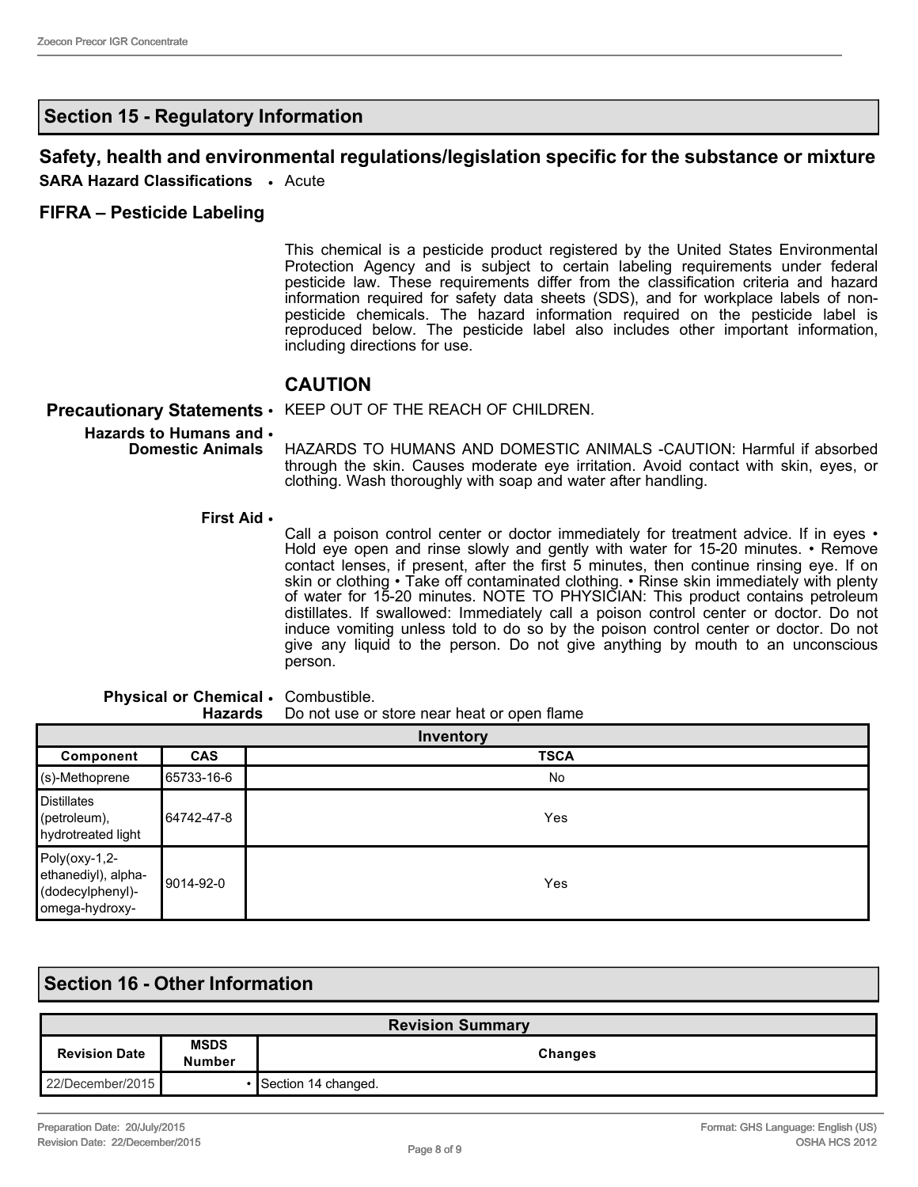## Section 15 - Regulatory Information

### Safety, health and environmental regulations/legislation specific for the substance or mixture

**SARA Hazard Classifications** • Acute

### FIFRA – Pesticide Labeling

This chemical is a pesticide product registered by the United States Environmental Protection Agency and is subject to certain labeling requirements under federal pesticide law. These requirements differ from the classification criteria and hazard information required for safety data sheets (SDS), and for workplace labels of non-pesticide chemicals. The hazard information required on the pesticide label is reproduced below. The pesticide label also includes other important information, including directions for use.

### CAUTION

**Precautionary Statements** • KEEP OUT OF THE REACH OF CHILDREN.

**Hazards to Humans and Domestic Animals** • HAZARDS TO HUMANS AND DOMESTIC ANIMALS -CAUTION: Harmful if absorbed through the skin. Causes moderate eye irritation. Avoid contact with skin, eyes, or clothing. Wash thoroughly with soap and water after handling.

**First Aid** • Call a poison control center or doctor immediately for treatment advice. If in eyes • Hold eye open and rinse slowly and gently with water for 15-20 minutes. • Remove contact lenses, if present, after the first 5 minutes, then continue rinsing eye. If on skin or clothing • Take off contaminated clothing. • Rinse skin immediately with plenty of water for 15-20 minutes. NOTE TO PHYSICIAN: This product contains petroleum distillates. If swallowed: Immediately call a poison control center or doctor. Do not induce vomiting unless told to do so by the poison control center or doctor. Do not give any liquid to the person. Do not give anything by mouth to an unconscious person.

**Physical or Chemical Hazards** • Combustible. Do not use or store near heat or open flame

| Inventory | | |
|---|---|---|
| **Component** | **CAS** | **TSCA** |
| (s)-Methoprene | 65733-16-6 | No |
| Distillates (petroleum), hydrotreated light | 64742-47-8 | Yes |
| Poly(oxy-1,2-ethanediyl), alpha-(dodecylphenyl)-omega-hydroxy- | 9014-92-0 | Yes |

## Section 16 - Other Information

| Revision Summary | | |
|---|---|---|
| **Revision Date** | **MSDS Number** | **Changes** |
| 22/December/2015 | • | Section 14 changed. |

Preparation Date: 20/July/2015
Revision Date: 22/December/2015

Format: GHS Language: English (US)
OSHA HCS 2012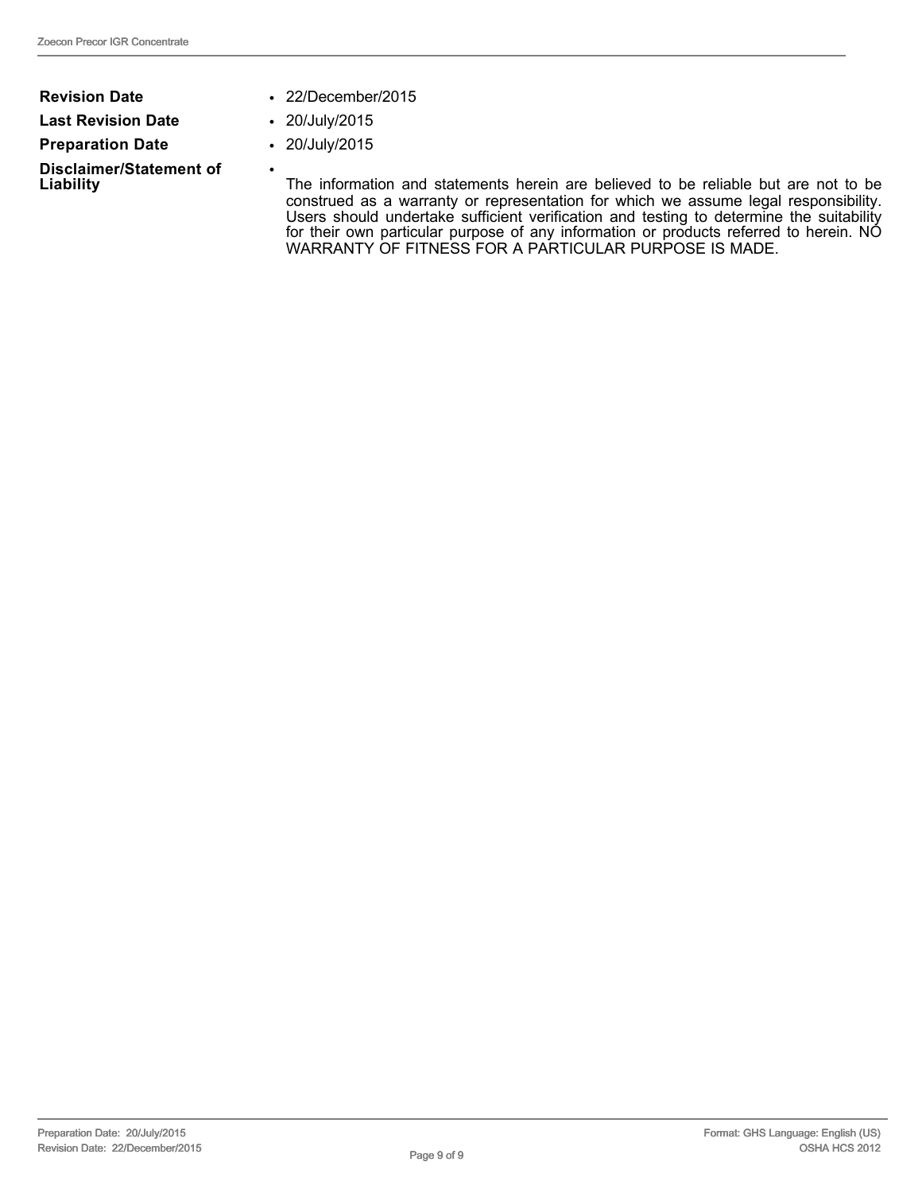**Revision Date**
- 22/December/2015

**Last Revision Date**
- 20/July/2015

**Preparation Date**
- 20/July/2015

**Disclaimer/Statement of Liability**
- The information and statements herein are believed to be reliable but are not to be construed as a warranty or representation for which we assume legal responsibility. Users should undertake sufficient verification and testing to determine the suitability for their own particular purpose of any information or products referred to herein. NO WARRANTY OF FITNESS FOR A PARTICULAR PURPOSE IS MADE.